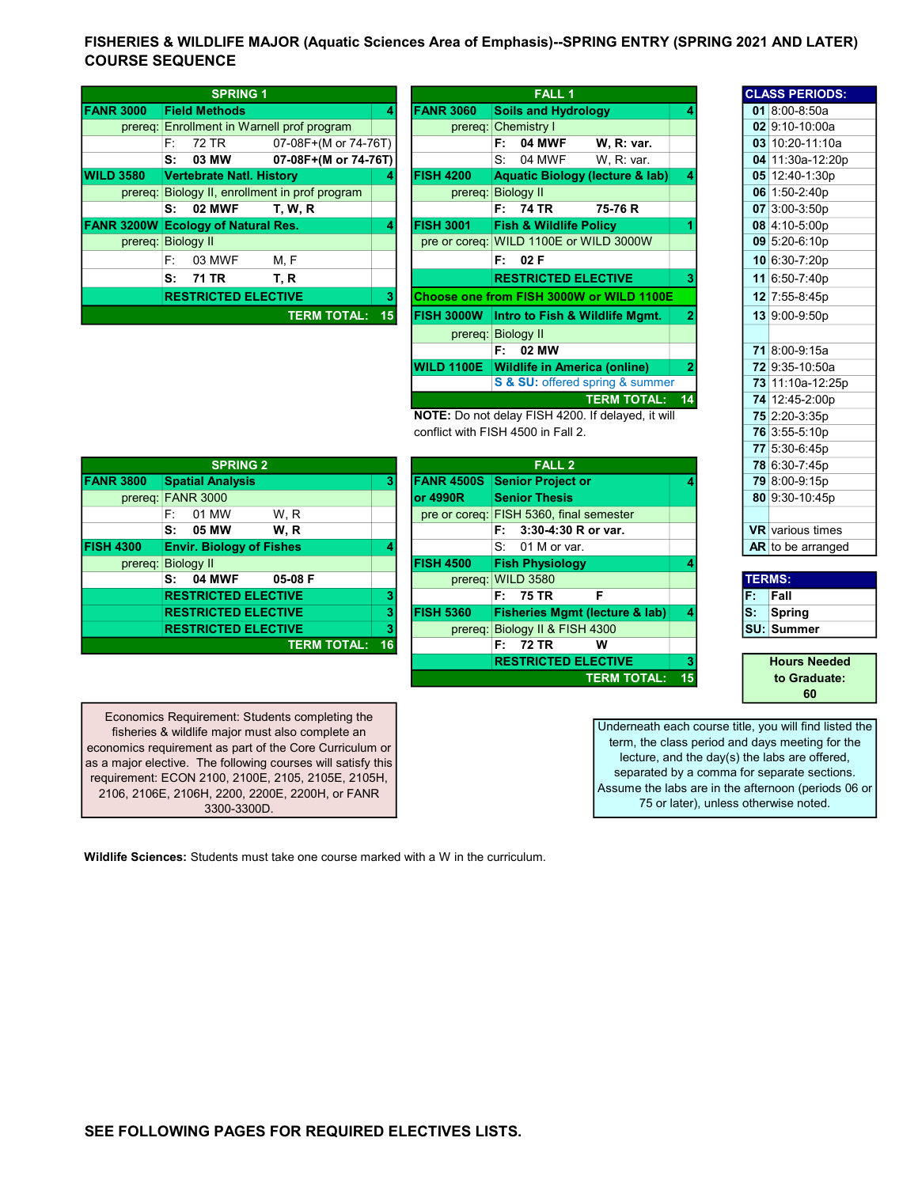# FISHERIES & WILDLIFE MAJOR (Aquatic Sciences Area of Emphasis)--SPRING ENTRY (SPRING 2021 AND LATER) COURSE SEQUENCE

| SPRING 1 | | | |
|---|---|---|---|
| **FANR 3000** | **Field Methods** | | **4** |
| prereq: | Enrollment in Warnell prof program | | |
| | F: 72 TR | 07-08F+(M or 74-76T) | |
| | **S: 03 MW** | **07-08F+(M or 74-76T)** | |
| **WILD 3580** | **Vertebrate Natl. History** | | **4** |
| prereq: | Biology II, enrollment in prof program | | |
| | **S: 02 MWF** | **T, W, R** | |
| **FANR 3200W** | **Ecology of Natural Res.** | | **4** |
| prereq: | Biology II | | |
| | F: 03 MWF | M, F | |
| | **S: 71 TR** | **T, R** | |
| | **RESTRICTED ELECTIVE** | | **3** |
| | | **TERM TOTAL:** | **15** |

| FALL 1 | | | |
|---|---|---|---|
| **FANR 3060** | **Soils and Hydrology** | | **4** |
| prereq: | Chemistry I | | |
| | **F: 04 MWF** | **W, R: var.** | |
| | S: 04 MWF | W, R: var. | |
| **FISH 4200** | **Aquatic Biology (lecture & lab)** | | **4** |
| prereq: | Biology II | | |
| | **F: 74 TR** | **75-76 R** | |
| **FISH 3001** | **Fish & Wildlife Policy** | | **1** |
| pre or coreq: | WILD 1100E or WILD 3000W | | |
| | **F: 02 F** | | |
| | **RESTRICTED ELECTIVE** | | **3** |
| **Choose one from FISH 3000W or WILD 1100E** | | | |
| **FISH 3000W** | **Intro to Fish & Wildlife Mgmt.** | | **2** |
| prereq: | Biology II | | |
| | **F: 02 MW** | | |
| **WILD 1100E** | **Wildlife in America (online)** | | **2** |
| | **S & SU:** offered spring & summer | | |
| | | **TERM TOTAL:** | **14** |

**NOTE:** Do not delay FISH 4200. If delayed, it will conflict with FISH 4500 in Fall 2.

| SPRING 2 | | | |
|---|---|---|---|
| **FANR 3800** | **Spatial Analysis** | | **3** |
| prereq: | FANR 3000 | | |
| | F: 01 MW | W, R | |
| | **S: 05 MW** | **W, R** | |
| **FISH 4300** | **Envir. Biology of Fishes** | | **4** |
| prereq: | Biology II | | |
| | **S: 04 MWF** | **05-08 F** | |
| | **RESTRICTED ELECTIVE** | | **3** |
| | **RESTRICTED ELECTIVE** | | **3** |
| | **RESTRICTED ELECTIVE** | | **3** |
| | | **TERM TOTAL:** | **16** |

| FALL 2 | | | |
|---|---|---|---|
| **FANR 4500S or 4990R** | **Senior Project or Senior Thesis** | | **4** |
| pre or coreq: | FISH 5360, final semester | | |
| | **F: 3:30-4:30 R or var.** | | |
| | S: 01 M or var. | | |
| **FISH 4500** | **Fish Physiology** | | **4** |
| prereq: | WILD 3580 | | |
| | **F: 75 TR** | **F** | |
| **FISH 5360** | **Fisheries Mgmt (lecture & lab)** | | **4** |
| prereq: | Biology II & FISH 4300 | | |
| | **F: 72 TR** | **W** | |
| | **RESTRICTED ELECTIVE** | | **3** |
| | | **TERM TOTAL:** | **15** |

| CLASS PERIODS: | |
|---|---|
| **01** | 8:00-8:50a |
| **02** | 9:10-10:00a |
| **03** | 10:20-11:10a |
| **04** | 11:30a-12:20p |
| **05** | 12:40-1:30p |
| **06** | 1:50-2:40p |
| **07** | 3:00-3:50p |
| **08** | 4:10-5:00p |
| **09** | 5:20-6:10p |
| **10** | 6:30-7:20p |
| **11** | 6:50-7:40p |
| **12** | 7:55-8:45p |
| **13** | 9:00-9:50p |
| **71** | 8:00-9:15a |
| **72** | 9:35-10:50a |
| **73** | 11:10a-12:25p |
| **74** | 12:45-2:00p |
| **75** | 2:20-3:35p |
| **76** | 3:55-5:10p |
| **77** | 5:30-6:45p |
| **78** | 6:30-7:45p |
| **79** | 8:00-9:15p |
| **80** | 9:30-10:45p |
| **VR** | various times |
| **AR** | to be arranged |

| TERMS: | |
|---|---|
| **F:** | **Fall** |
| **S:** | **Spring** |
| **SU:** | **Summer** |

**Hours Needed to Graduate: 60**

Economics Requirement: Students completing the fisheries & wildlife major must also complete an economics requirement as part of the Core Curriculum or as a major elective. The following courses will satisfy this requirement: ECON 2100, 2100E, 2105, 2105E, 2105H, 2106, 2106E, 2106H, 2200, 2200E, 2200H, or FANR 3300-3300D.

Underneath each course title, you will find listed the term, the class period and days meeting for the lecture, and the day(s) the labs are offered, separated by a comma for separate sections. Assume the labs are in the afternoon (periods 06 or 75 or later), unless otherwise noted.

**Wildlife Sciences:** Students must take one course marked with a W in the curriculum.

**SEE FOLLOWING PAGES FOR REQUIRED ELECTIVES LISTS.**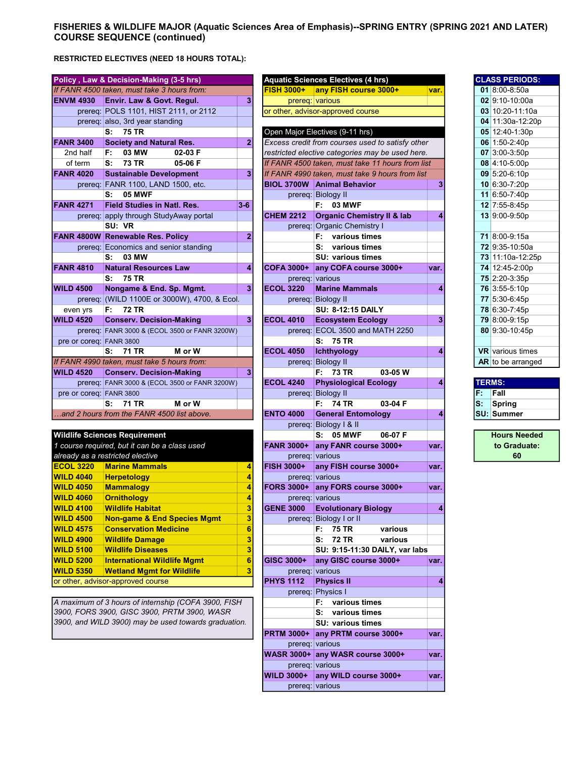# FISHERIES & WILDLIFE MAJOR (Aquatic Sciences Area of Emphasis)--SPRING ENTRY (SPRING 2021 AND LATER) COURSE SEQUENCE (continued)

**RESTRICTED ELECTIVES (NEED 18 HOURS TOTAL):**

| **Policy , Law & Decision-Making (3-5 hrs)** | | |
|---|---|---|
| *If FANR 4500 taken, must take 3 hours from:* | | |
| **ENVM 4930** | **Envir. Law & Govt. Regul.** | **3** |
| prereq: | POLS 1101, HIST 2111, or 2112 | |
| prereq: | also, 3rd year standing | |
| | **S: 75 TR** | |
| **FANR 3400** | **Society and Natural Res.** | **2** |
| 2nd half | **F: 03 MW 02-03 F** | |
| of term | **S: 73 TR 05-06 F** | |
| **FANR 4020** | **Sustainable Development** | **3** |
| prereq: | FANR 1100, LAND 1500, etc. | |
| | **S: 05 MWF** | |
| **FANR 4271** | **Field Studies in Natl. Res.** | **3-6** |
| prereq: | apply through StudyAway portal | |
| | **SU: VR** | |
| **FANR 4800W** | **Renewable Res. Policy** | **2** |
| prereq: | Economics and senior standing | |
| | **S: 03 MW** | |
| **FANR 4810** | **Natural Resources Law** | **4** |
| | **S: 75 TR** | |
| **WILD 4500** | **Nongame & End. Sp. Mgmt.** | **3** |
| prereq: | (WILD 1100E or 3000W), 4700, & Ecol. | |
| even yrs | **F: 72 TR** | |
| **WILD 4520** | **Conserv. Decision-Making** | **3** |
| prereq: | FANR 3000 & (ECOL 3500 or FANR 3200W) | |
| pre or coreq: | FANR 3800 | |
| | **S: 71 TR M or W** | |
| *If FANR 4990 taken, must take 5 hours from:* | | |
| **WILD 4520** | **Conserv. Decision-Making** | **3** |
| prereq: | FANR 3000 & (ECOL 3500 or FANR 3200W) | |
| pre or coreq: | FANR 3800 | |
| | **S: 71 TR M or W** | |
| *...and 2 hours from the FANR 4500 list above.* | | |

| **Wildlife Sciences Requirement** | | |
|---|---|---|
| *1 course required, but it can be a class used already as a restricted elective* | | |
| **ECOL 3220** | **Marine Mammals** | **4** |
| **WILD 4040** | **Herpetology** | **4** |
| **WILD 4050** | **Mammalogy** | **4** |
| **WILD 4060** | **Ornithology** | **4** |
| **WILD 4100** | **Wildlife Habitat** | **3** |
| **WILD 4500** | **Non-game & End Species Mgmt** | **3** |
| **WILD 4575** | **Conservation Medicine** | **6** |
| **WILD 4900** | **Wildlife Damage** | **3** |
| **WILD 5100** | **Wildlife Diseases** | **3** |
| **WILD 5200** | **International Wildlife Mgmt** | **6** |
| **WILD 5350** | **Wetland Mgmt for Wildlife** | **3** |
| or other, advisor-approved course | | |

A maximum of 3 hours of internship (COFA 3900, FISH 3900, FORS 3900, GISC 3900, PRTM 3900, WASR 3900, and WILD 3900) may be used towards graduation.

| **Aquatic Sciences Electives (4 hrs)** | | |
|---|---|---|
| **FISH 3000+** | **any FISH course 3000+** | **var.** |
| prereq: | various | |
| or other, advisor-approved course | | |

| Open Major Electives (9-11 hrs) | | |
|---|---|---|
| *Excess credit from courses used to satisfy other restricted elective categories may be used here.* | | |
| *If FANR 4500 taken, must take 11 hours from list* | | |
| *If FANR 4990 taken, must take 9 hours from list* | | |
| **BIOL 3700W** | **Animal Behavior** | **3** |
| prereq: | Biology II | |
| | **F: 03 MWF** | |
| **CHEM 2212** | **Organic Chemistry II & lab** | **4** |
| prereq: | Organic Chemistry I | |
| | **F: various times** | |
| | **S: various times** | |
| | **SU: various times** | |
| **COFA 3000+** | **any COFA course 3000+** | **var.** |
| prereq: | various | |
| **ECOL 3220** | **Marine Mammals** | **4** |
| prereq: | Biology II | |
| | **SU: 8-12:15 DAILY** | |
| **ECOL 4010** | **Ecosystem Ecology** | **3** |
| prereq: | ECOL 3500 and MATH 2250 | |
| | **S: 75 TR** | |
| **ECOL 4050** | **Ichthyology** | **4** |
| prereq: | Biology II | |
| | **F: 73 TR 03-05 W** | |
| **ECOL 4240** | **Physiological Ecology** | **4** |
| prereq: | Biology II | |
| | **F: 74 TR 03-04 F** | |
| **ENTO 4000** | **General Entomology** | **4** |
| prereq: | Biology I & II | |
| | **S: 05 MWF 06-07 F** | |
| **FANR 3000+** | **any FANR course 3000+** | **var.** |
| prereq: | various | |
| **FISH 3000+** | **any FISH course 3000+** | **var.** |
| prereq: | various | |
| **FORS 3000+** | **any FORS course 3000+** | **var.** |
| prereq: | various | |
| **GENE 3000** | **Evolutionary Biology** | **4** |
| prereq: | Biology I or II | |
| | **F: 75 TR various** | |
| | **S: 72 TR various** | |
| | **SU: 9:15-11:30 DAILY, var labs** | |
| **GISC 3000+** | **any GISC course 3000+** | **var.** |
| prereq: | various | |
| **PHYS 1112** | **Physics II** | **4** |
| prereq: | Physics I | |
| | **F: various times** | |
| | **S: various times** | |
| | **SU: various times** | |
| **PRTM 3000+** | **any PRTM course 3000+** | **var.** |
| prereq: | various | |
| **WASR 3000+** | **any WASR course 3000+** | **var.** |
| prereq: | various | |
| **WILD 3000+** | **any WILD course 3000+** | **var.** |
| prereq: | various | |

| **CLASS PERIODS:** | |
|---|---|
| **01** | 8:00-8:50a |
| **02** | 9:10-10:00a |
| **03** | 10:20-11:10a |
| **04** | 11:30a-12:20p |
| **05** | 12:40-1:30p |
| **06** | 1:50-2:40p |
| **07** | 3:00-3:50p |
| **08** | 4:10-5:00p |
| **09** | 5:20-6:10p |
| **10** | 6:30-7:20p |
| **11** | 6:50-7:40p |
| **12** | 7:55-8:45p |
| **13** | 9:00-9:50p |
| **71** | 8:00-9:15a |
| **72** | 9:35-10:50a |
| **73** | 11:10a-12:25p |
| **74** | 12:45-2:00p |
| **75** | 2:20-3:35p |
| **76** | 3:55-5:10p |
| **77** | 5:30-6:45p |
| **78** | 6:30-7:45p |
| **79** | 8:00-9:15p |
| **80** | 9:30-10:45p |
| **VR** | various times |
| **AR** | to be arranged |

| **TERMS:** | |
|---|---|
| **F:** | **Fall** |
| **S:** | **Spring** |
| **SU:** | **Summer** |

**Hours Needed to Graduate: 60**